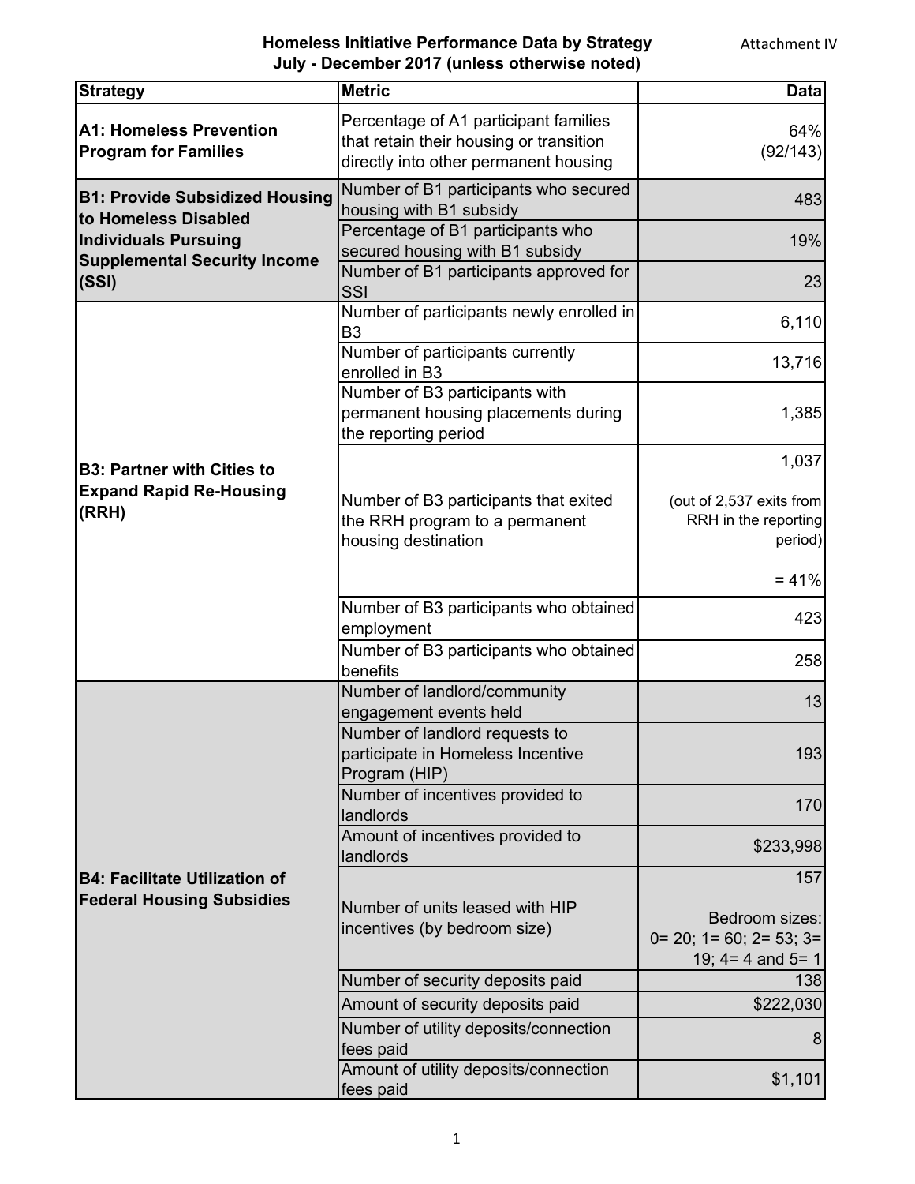**Homeless Initiative Performance Data by Strategy**
**July - December 2017 (unless otherwise noted)**

Attachment IV

| Strategy | Metric | Data |
|---|---|---|
| **A1: Homeless Prevention Program for Families** | Percentage of A1 participant families that retain their housing or transition directly into other permanent housing | 64% (92/143) |
| **B1: Provide Subsidized Housing to Homeless Disabled Individuals Pursuing Supplemental Security Income (SSI)** | Number of B1 participants who secured housing with B1 subsidy | 483 |
| | Percentage of B1 participants who secured housing with B1 subsidy | 19% |
| | Number of B1 participants approved for SSI | 23 |
| **B3: Partner with Cities to Expand Rapid Re-Housing (RRH)** | Number of participants newly enrolled in B3 | 6,110 |
| | Number of participants currently enrolled in B3 | 13,716 |
| | Number of B3 participants with permanent housing placements during the reporting period | 1,385 |
| | Number of B3 participants that exited the RRH program to a permanent housing destination | 1,037 (out of 2,537 exits from RRH in the reporting period) = 41% |
| | Number of B3 participants who obtained employment | 423 |
| | Number of B3 participants who obtained benefits | 258 |
| **B4: Facilitate Utilization of Federal Housing Subsidies** | Number of landlord/community engagement events held | 13 |
| | Number of landlord requests to participate in Homeless Incentive Program (HIP) | 193 |
| | Number of incentives provided to landlords | 170 |
| | Amount of incentives provided to landlords | $233,998 |
| | Number of units leased with HIP incentives (by bedroom size) | 157 Bedroom sizes: 0= 20; 1= 60; 2= 53; 3= 19; 4= 4 and 5= 1 |
| | Number of security deposits paid | 138 |
| | Amount of security deposits paid | $222,030 |
| | Number of utility deposits/connection fees paid | 8 |
| | Amount of utility deposits/connection fees paid | $1,101 |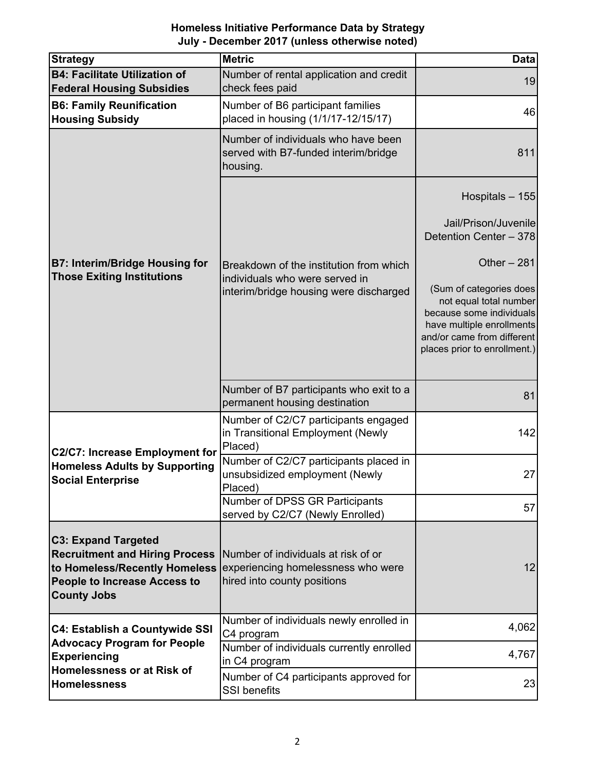**Homeless Initiative Performance Data by Strategy**
**July - December 2017 (unless otherwise noted)**

| Strategy | Metric | Data |
|---|---|---|
| **B4: Facilitate Utilization of Federal Housing Subsidies** | Number of rental application and credit check fees paid | 19 |
| **B6: Family Reunification Housing Subsidy** | Number of B6 participant families placed in housing (1/1/17-12/15/17) | 46 |
| **B7: Interim/Bridge Housing for Those Exiting Institutions** | Number of individuals who have been served with B7-funded interim/bridge housing. | 811 |
| | Breakdown of the institution from which individuals who were served in interim/bridge housing were discharged | Hospitals – 155<br><br>Jail/Prison/Juvenile Detention Center – 378<br><br>Other – 281<br><br>(Sum of categories does not equal total number because some individuals have multiple enrollments and/or came from different places prior to enrollment.) |
| | Number of B7 participants who exit to a permanent housing destination | 81 |
| **C2/C7: Increase Employment for Homeless Adults by Supporting Social Enterprise** | Number of C2/C7 participants engaged in Transitional Employment (Newly Placed) | 142 |
| | Number of C2/C7 participants placed in unsubsidized employment (Newly Placed) | 27 |
| | Number of DPSS GR Participants served by C2/C7 (Newly Enrolled) | 57 |
| **C3: Expand Targeted Recruitment and Hiring Process to Homeless/Recently Homeless People to Increase Access to County Jobs** | Number of individuals at risk of or experiencing homelessness who were hired into county positions | 12 |
| **C4: Establish a Countywide SSI Advocacy Program for People Experiencing Homelessness or at Risk of Homelessness** | Number of individuals newly enrolled in C4 program | 4,062 |
| | Number of individuals currently enrolled in C4 program | 4,767 |
| | Number of C4 participants approved for SSI benefits | 23 |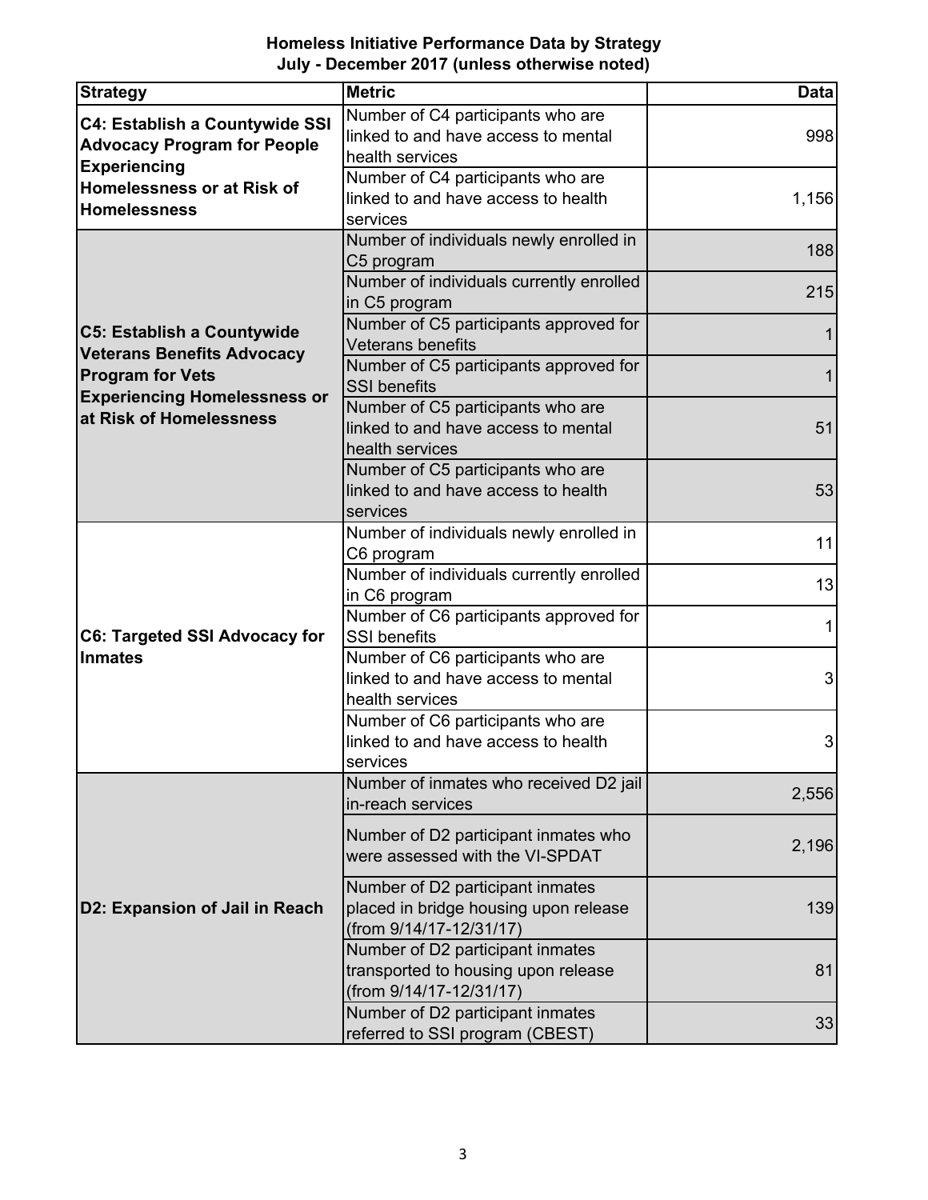**Homeless Initiative Performance Data by Strategy**
**July - December 2017 (unless otherwise noted)**

| Strategy | Metric | Data |
|---|---|---|
| **C4: Establish a Countywide SSI Advocacy Program for People Experiencing Homelessness or at Risk of Homelessness** | Number of C4 participants who are linked to and have access to mental health services | 998 |
| | Number of C4 participants who are linked to and have access to health services | 1,156 |
| **C5: Establish a Countywide Veterans Benefits Advocacy Program for Vets Experiencing Homelessness or at Risk of Homelessness** | Number of individuals newly enrolled in C5 program | 188 |
| | Number of individuals currently enrolled in C5 program | 215 |
| | Number of C5 participants approved for Veterans benefits | 1 |
| | Number of C5 participants approved for SSI benefits | 1 |
| | Number of C5 participants who are linked to and have access to mental health services | 51 |
| | Number of C5 participants who are linked to and have access to health services | 53 |
| **C6: Targeted SSI Advocacy for Inmates** | Number of individuals newly enrolled in C6 program | 11 |
| | Number of individuals currently enrolled in C6 program | 13 |
| | Number of C6 participants approved for SSI benefits | 1 |
| | Number of C6 participants who are linked to and have access to mental health services | 3 |
| | Number of C6 participants who are linked to and have access to health services | 3 |
| **D2: Expansion of Jail in Reach** | Number of inmates who received D2 jail in-reach services | 2,556 |
| | Number of D2 participant inmates who were assessed with the VI-SPDAT | 2,196 |
| | Number of D2 participant inmates placed in bridge housing upon release (from 9/14/17-12/31/17) | 139 |
| | Number of D2 participant inmates transported to housing upon release (from 9/14/17-12/31/17) | 81 |
| | Number of D2 participant inmates referred to SSI program (CBEST) | 33 |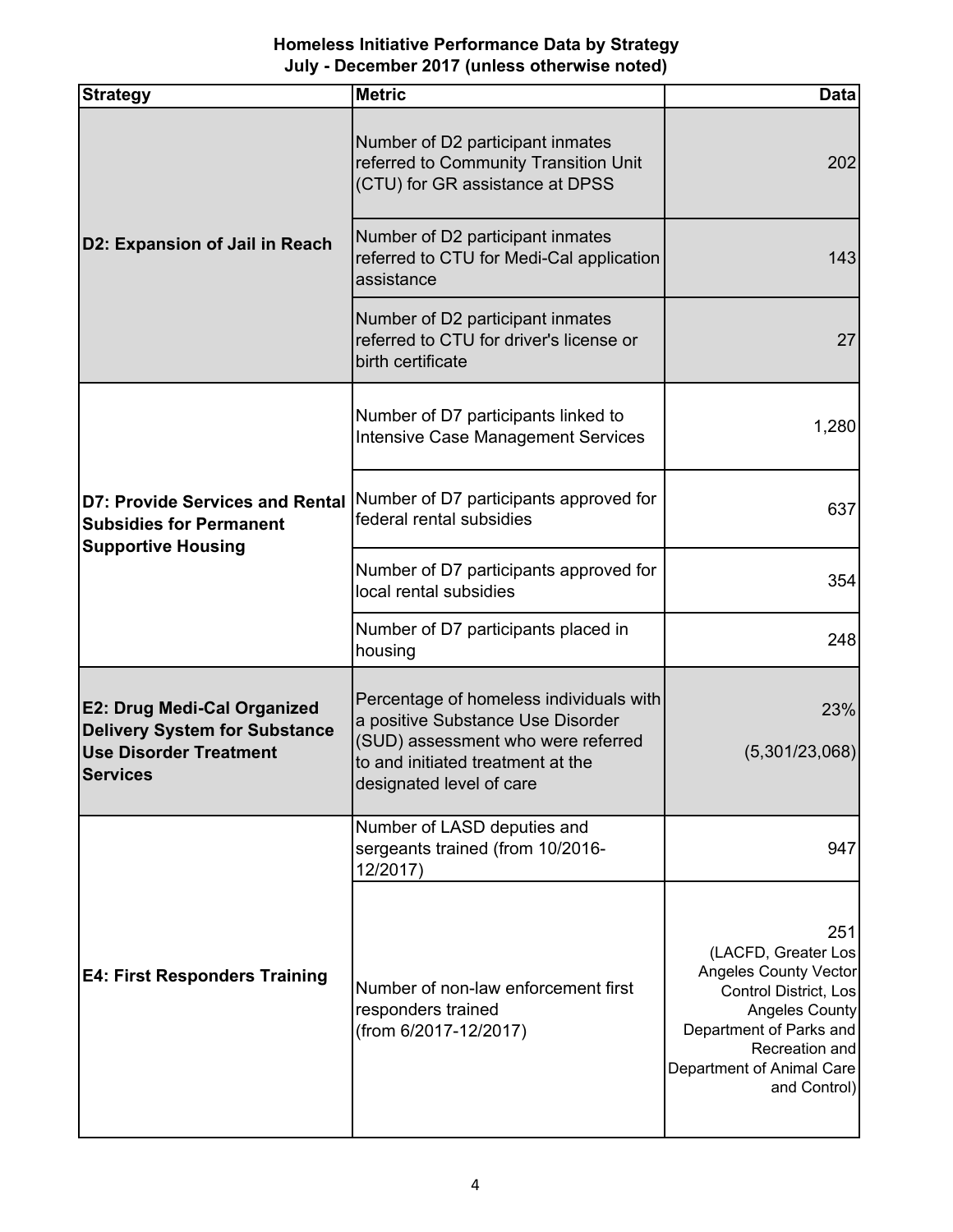**Homeless Initiative Performance Data by Strategy**
**July - December 2017 (unless otherwise noted)**

| Strategy | Metric | Data |
|---|---|---|
| **D2: Expansion of Jail in Reach** | Number of D2 participant inmates referred to Community Transition Unit (CTU) for GR assistance at DPSS | 202 |
| | Number of D2 participant inmates referred to CTU for Medi-Cal application assistance | 143 |
| | Number of D2 participant inmates referred to CTU for driver's license or birth certificate | 27 |
| **D7: Provide Services and Rental Subsidies for Permanent Supportive Housing** | Number of D7 participants linked to Intensive Case Management Services | 1,280 |
| | Number of D7 participants approved for federal rental subsidies | 637 |
| | Number of D7 participants approved for local rental subsidies | 354 |
| | Number of D7 participants placed in housing | 248 |
| **E2: Drug Medi-Cal Organized Delivery System for Substance Use Disorder Treatment Services** | Percentage of homeless individuals with a positive Substance Use Disorder (SUD) assessment who were referred to and initiated treatment at the designated level of care | 23% (5,301/23,068) |
| **E4: First Responders Training** | Number of LASD deputies and sergeants trained (from 10/2016-12/2017) | 947 |
| | Number of non-law enforcement first responders trained (from 6/2017-12/2017) | 251 (LACFD, Greater Los Angeles County Vector Control District, Los Angeles County Department of Parks and Recreation and Department of Animal Care and Control) |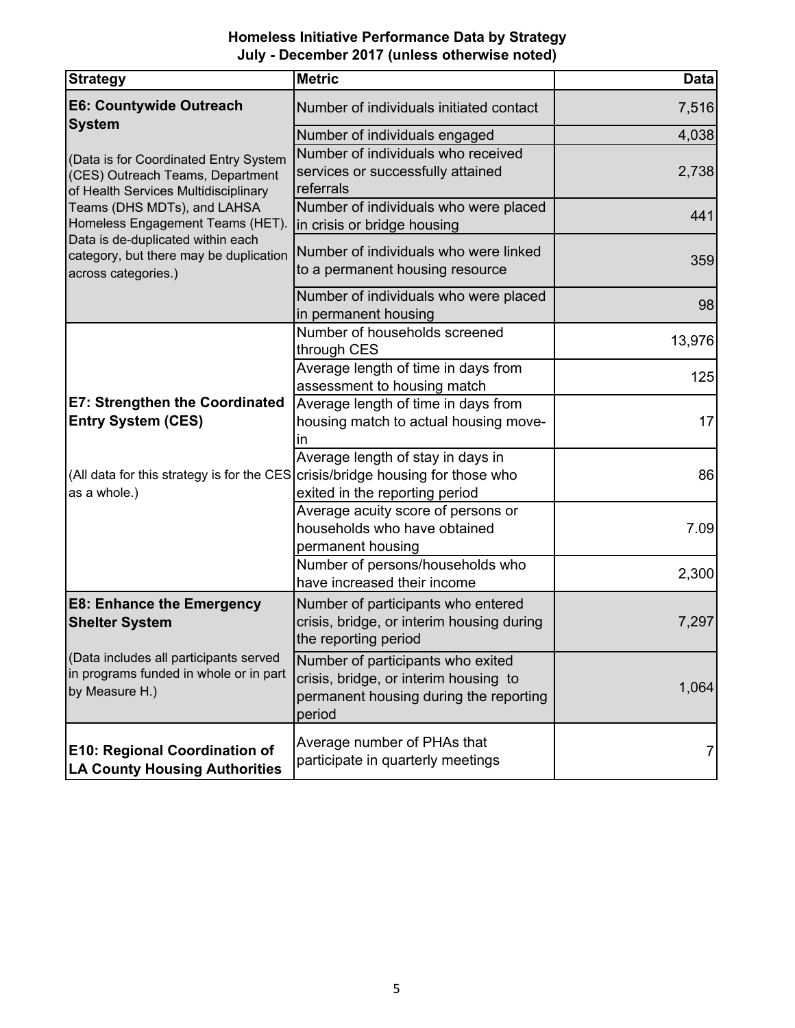**Homeless Initiative Performance Data by Strategy**
**July - December 2017 (unless otherwise noted)**

| Strategy | Metric | Data |
|---|---|---|
| **E6: Countywide Outreach System**<br><br>(Data is for Coordinated Entry System (CES) Outreach Teams, Department of Health Services Multidisciplinary Teams (DHS MDTs), and LAHSA Homeless Engagement Teams (HET). Data is de-duplicated within each category, but there may be duplication across categories.) | Number of individuals initiated contact | 7,516 |
| | Number of individuals engaged | 4,038 |
| | Number of individuals who received services or successfully attained referrals | 2,738 |
| | Number of individuals who were placed in crisis or bridge housing | 441 |
| | Number of individuals who were linked to a permanent housing resource | 359 |
| | Number of individuals who were placed in permanent housing | 98 |
| **E7: Strengthen the Coordinated Entry System (CES)**<br><br>(All data for this strategy is for the CES as a whole.) | Number of households screened through CES | 13,976 |
| | Average length of time in days from assessment to housing match | 125 |
| | Average length of time in days from housing match to actual housing move-in | 17 |
| | Average length of stay in days in crisis/bridge housing for those who exited in the reporting period | 86 |
| | Average acuity score of persons or households who have obtained permanent housing | 7.09 |
| | Number of persons/households who have increased their income | 2,300 |
| **E8: Enhance the Emergency Shelter System**<br><br>(Data includes all participants served in programs funded in whole or in part by Measure H.) | Number of participants who entered crisis, bridge, or interim housing during the reporting period | 7,297 |
| | Number of participants who exited crisis, bridge, or interim housing to permanent housing during the reporting period | 1,064 |
| **E10: Regional Coordination of LA County Housing Authorities** | Average number of PHAs that participate in quarterly meetings | 7 |